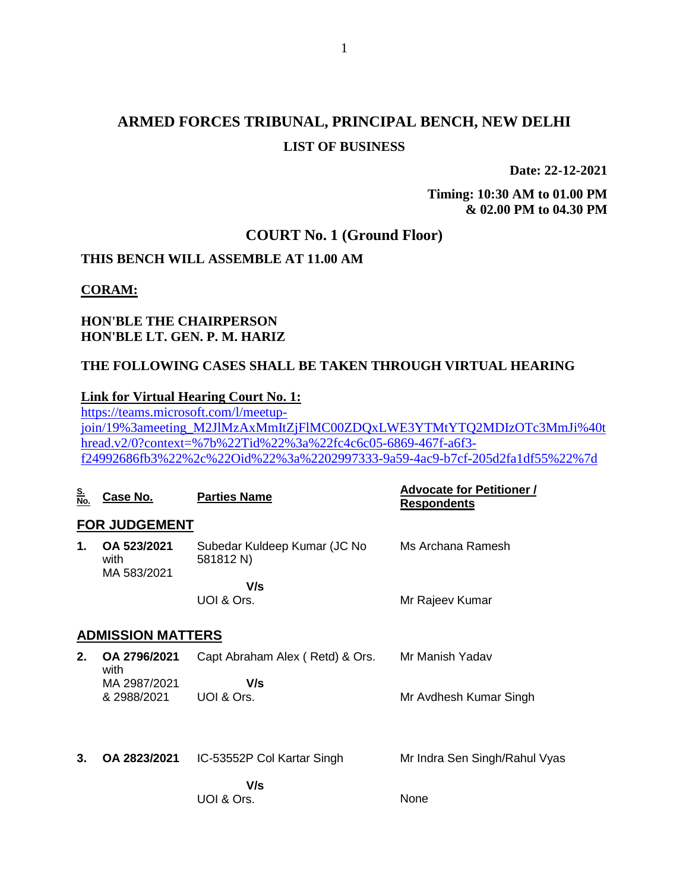# ARMED FORCES TRIBUNAL, PRINCIPAL BENCH, NEW DELHI

## LIST OF BUSINESS

**Date: 22-12-2021**

**Timing: 10:30 AM to 01.00 PM**
**& 02.00 PM to 04.30 PM**

## COURT No. 1 (Ground Floor)

**THIS BENCH WILL ASSEMBLE AT 11.00 AM**

**CORAM:**

**HON'BLE THE CHAIRPERSON**
**HON'BLE LT. GEN. P. M. HARIZ**

**THE FOLLOWING CASES SHALL BE TAKEN THROUGH VIRTUAL HEARING**

**Link for Virtual Hearing Court No. 1:**
https://teams.microsoft.com/l/meetup-join/19%3ameeting_M2JlMzAxMmItZjFlMC00ZDQxLWE3YTMtYTQ2MDIzOTc3MmJi%40thread.v2/0?context=%7b%22Tid%22%3a%22fc4c6c05-6869-467f-a6f3-f24992686fb3%22%2c%22Oid%22%3a%2202997333-9a59-4ac9-b7cf-205d2fa1df55%22%7d

| S. No. | Case No. | Parties Name | Advocate for Petitioner / Respondents |
|---|---|---|---|
| **FOR JUDGEMENT** | | | |
| **1.** | **OA 523/2021** with MA 583/2021 | Subedar Kuldeep Kumar (JC No 581812 N) V/s UOI & Ors. | Ms Archana Ramesh / Mr Rajeev Kumar |
| **ADMISSION MATTERS** | | | |
| **2.** | **OA 2796/2021** with MA 2987/2021 & 2988/2021 | Capt Abraham Alex ( Retd) & Ors. V/s UOI & Ors. | Mr Manish Yadav / Mr Avdhesh Kumar Singh |
| **3.** | **OA 2823/2021** | IC-53552P Col Kartar Singh V/s UOI & Ors. | Mr Indra Sen Singh/Rahul Vyas / None |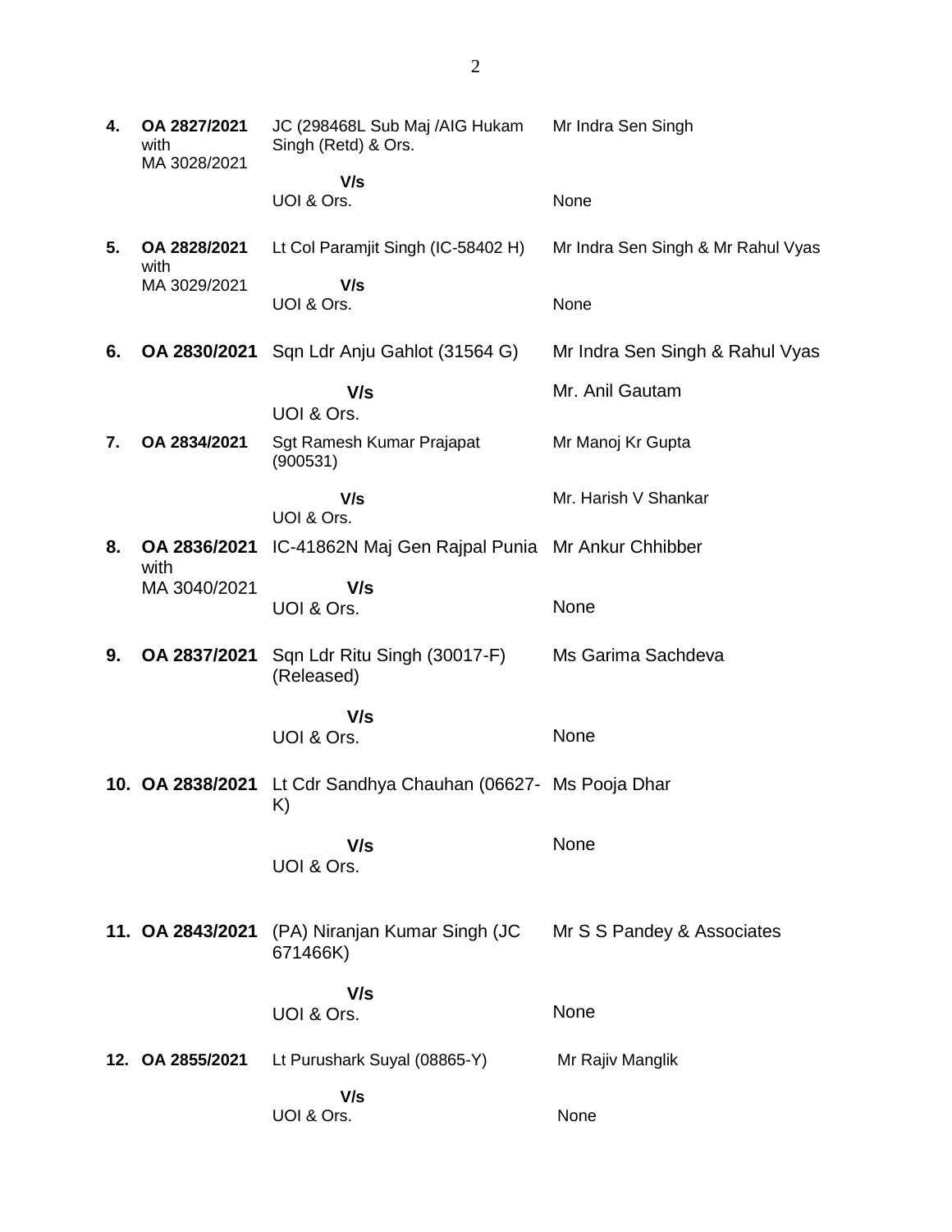| | | | |
|---|---|---|---|
| **4.** | **OA 2827/2021** with MA 3028/2021 | JC (298468L Sub Maj /AIG Hukam Singh (Retd) & Ors.<br>**V/s**<br>UOI & Ors. | Mr Indra Sen Singh<br><br>None |
| **5.** | **OA 2828/2021** with MA 3029/2021 | Lt Col Paramjit Singh (IC-58402 H)<br>**V/s**<br>UOI & Ors. | Mr Indra Sen Singh & Mr Rahul Vyas<br><br>None |
| **6.** | **OA 2830/2021** | Sqn Ldr Anju Gahlot (31564 G)<br>**V/s**<br>UOI & Ors. | Mr Indra Sen Singh & Rahul Vyas<br><br>Mr. Anil Gautam |
| **7.** | **OA 2834/2021** | Sgt Ramesh Kumar Prajapat (900531)<br>**V/s**<br>UOI & Ors. | Mr Manoj Kr Gupta<br><br>Mr. Harish V Shankar |
| **8.** | **OA 2836/2021** with MA 3040/2021 | IC-41862N Maj Gen Rajpal Punia<br>**V/s**<br>UOI & Ors. | Mr Ankur Chhibber<br><br>None |
| **9.** | **OA 2837/2021** | Sqn Ldr Ritu Singh (30017-F) (Released)<br>**V/s**<br>UOI & Ors. | Ms Garima Sachdeva<br><br>None |
| **10.** | **OA 2838/2021** | Lt Cdr Sandhya Chauhan (06627-K)<br>**V/s**<br>UOI & Ors. | Ms Pooja Dhar<br><br>None |
| **11.** | **OA 2843/2021** | (PA) Niranjan Kumar Singh (JC 671466K)<br>**V/s**<br>UOI & Ors. | Mr S S Pandey & Associates<br><br>None |
| **12.** | **OA 2855/2021** | Lt Purushark Suyal (08865-Y)<br>**V/s**<br>UOI & Ors. | Mr Rajiv Manglik<br><br>None |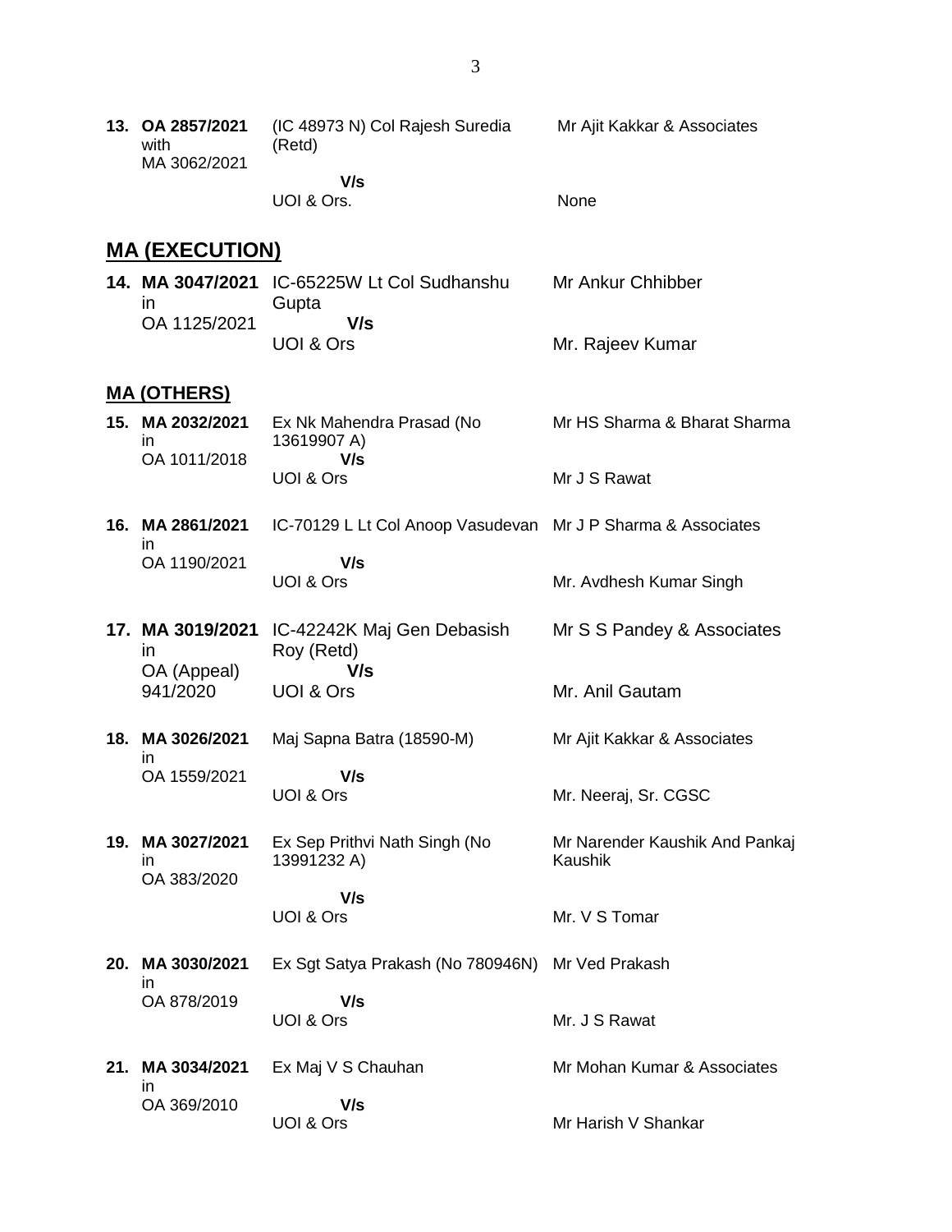| | | | |
|---|---|---|---|
| **13.** | **OA 2857/2021** with MA 3062/2021 | (IC 48973 N) Col Rajesh Suredia (Retd) | Mr Ajit Kakkar & Associates |
| | | **V/s** | |
| | | UOI & Ors. | None |

## MA (EXECUTION)

| | | | |
|---|---|---|---|
| **14.** | **MA 3047/2021** in OA 1125/2021 | IC-65225W Lt Col Sudhanshu Gupta | Mr Ankur Chhibber |
| | | **V/s** | |
| | | UOI & Ors | Mr. Rajeev Kumar |

## MA (OTHERS)

| | | | |
|---|---|---|---|
| **15.** | **MA 2032/2021** in OA 1011/2018 | Ex Nk Mahendra Prasad (No 13619907 A) | Mr HS Sharma & Bharat Sharma |
| | | **V/s** | |
| | | UOI & Ors | Mr J S Rawat |
| **16.** | **MA 2861/2021** in OA 1190/2021 | IC-70129 L Lt Col Anoop Vasudevan | Mr J P Sharma & Associates |
| | | **V/s** | |
| | | UOI & Ors | Mr. Avdhesh Kumar Singh |
| **17.** | **MA 3019/2021** in OA (Appeal) 941/2020 | IC-42242K Maj Gen Debasish Roy (Retd) | Mr S S Pandey & Associates |
| | | **V/s** | |
| | | UOI & Ors | Mr. Anil Gautam |
| **18.** | **MA 3026/2021** in OA 1559/2021 | Maj Sapna Batra (18590-M) | Mr Ajit Kakkar & Associates |
| | | **V/s** | |
| | | UOI & Ors | Mr. Neeraj, Sr. CGSC |
| **19.** | **MA 3027/2021** in OA 383/2020 | Ex Sep Prithvi Nath Singh (No 13991232 A) | Mr Narender Kaushik And Pankaj Kaushik |
| | | **V/s** | |
| | | UOI & Ors | Mr. V S Tomar |
| **20.** | **MA 3030/2021** in OA 878/2019 | Ex Sgt Satya Prakash (No 780946N) | Mr Ved Prakash |
| | | **V/s** | |
| | | UOI & Ors | Mr. J S Rawat |
| **21.** | **MA 3034/2021** in OA 369/2010 | Ex Maj V S Chauhan | Mr Mohan Kumar & Associates |
| | | **V/s** | |
| | | UOI & Ors | Mr Harish V Shankar |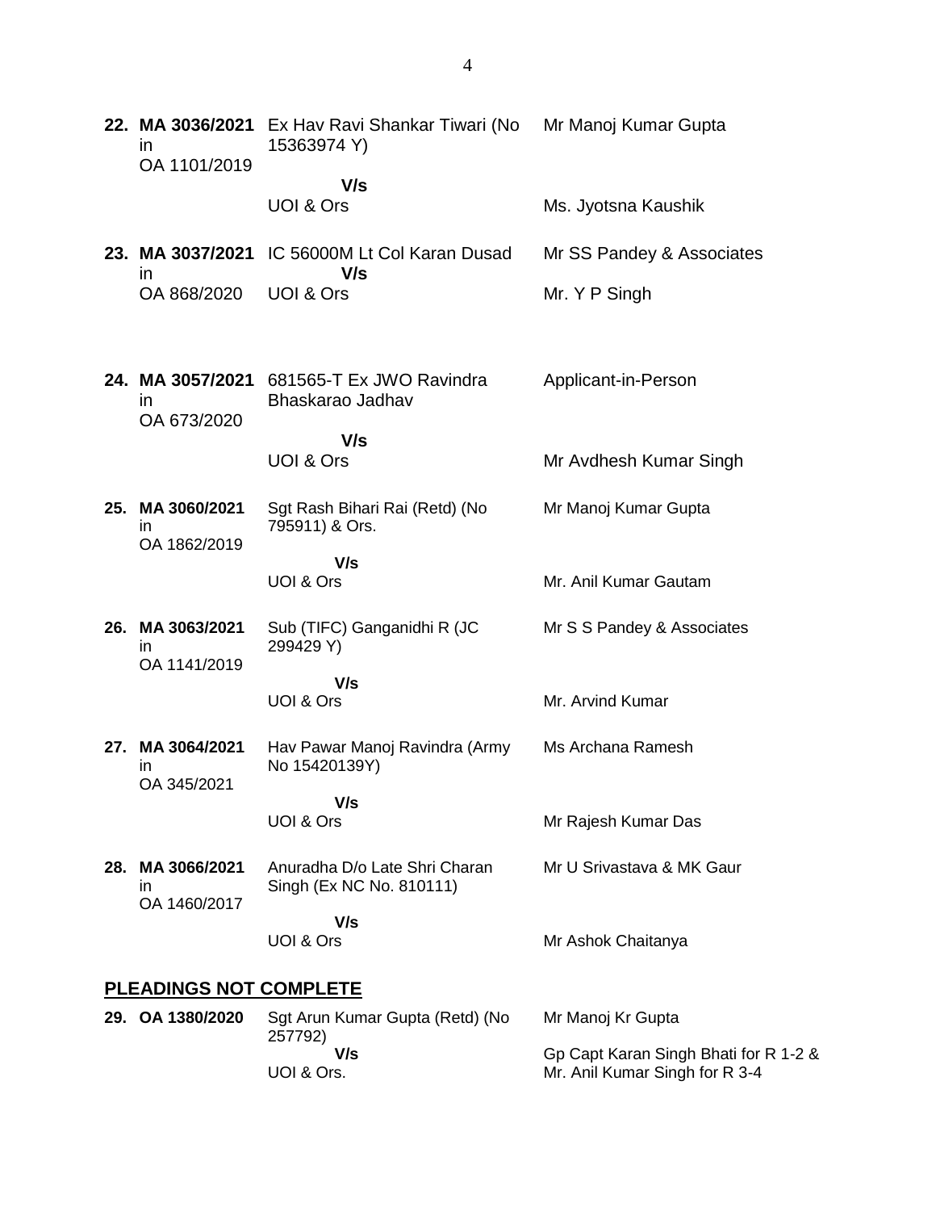| No. | Case No. | Parties | Counsel |
|---|---|---|---|
| **22.** | **MA 3036/2021** in OA 1101/2019 | Ex Hav Ravi Shankar Tiwari (No 15363974 Y) | Mr Manoj Kumar Gupta |
| | | **V/s** | |
| | | UOI & Ors | Ms. Jyotsna Kaushik |
| **23.** | **MA 3037/2021** in OA 868/2020 | IC 56000M Lt Col Karan Dusad | Mr SS Pandey & Associates |
| | | **V/s** | |
| | | UOI & Ors | Mr. Y P Singh |
| **24.** | **MA 3057/2021** in OA 673/2020 | 681565-T Ex JWO Ravindra Bhaskarao Jadhav | Applicant-in-Person |
| | | **V/s** | |
| | | UOI & Ors | Mr Avdhesh Kumar Singh |
| **25.** | **MA 3060/2021** in OA 1862/2019 | Sgt Rash Bihari Rai (Retd) (No 795911) & Ors. | Mr Manoj Kumar Gupta |
| | | **V/s** | |
| | | UOI & Ors | Mr. Anil Kumar Gautam |
| **26.** | **MA 3063/2021** in OA 1141/2019 | Sub (TIFC) Ganganidhi R (JC 299429 Y) | Mr S S Pandey & Associates |
| | | **V/s** | |
| | | UOI & Ors | Mr. Arvind Kumar |
| **27.** | **MA 3064/2021** in OA 345/2021 | Hav Pawar Manoj Ravindra (Army No 15420139Y) | Ms Archana Ramesh |
| | | **V/s** | |
| | | UOI & Ors | Mr Rajesh Kumar Das |
| **28.** | **MA 3066/2021** in OA 1460/2017 | Anuradha D/o Late Shri Charan Singh (Ex NC No. 810111) | Mr U Srivastava & MK Gaur |
| | | **V/s** | |
| | | UOI & Ors | Mr Ashok Chaitanya |

## PLEADINGS NOT COMPLETE

| No. | Case No. | Parties | Counsel |
|---|---|---|---|
| **29.** | **OA 1380/2020** | Sgt Arun Kumar Gupta (Retd) (No 257792) | Mr Manoj Kr Gupta |
| | | **V/s** | |
| | | UOI & Ors. | Gp Capt Karan Singh Bhati for R 1-2 & Mr. Anil Kumar Singh for R 3-4 |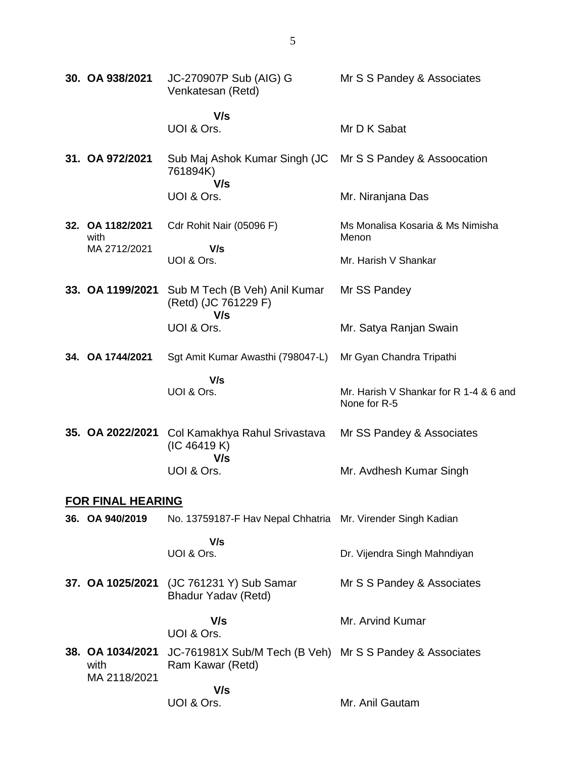| | | | |
|---|---|---|---|
| **30.** | **OA 938/2021** | JC-270907P Sub (AIG) G Venkatesan (Retd) | Mr S S Pandey & Associates |
| | | **V/s** | |
| | | UOI & Ors. | Mr D K Sabat |
| **31.** | **OA 972/2021** | Sub Maj Ashok Kumar Singh (JC 761894K) | Mr S S Pandey & Assoocation |
| | | **V/s** | |
| | | UOI & Ors. | Mr. Niranjana Das |
| **32.** | **OA 1182/2021** with MA 2712/2021 | Cdr Rohit Nair (05096 F) | Ms Monalisa Kosaria & Ms Nimisha Menon |
| | | **V/s** | |
| | | UOI & Ors. | Mr. Harish V Shankar |
| **33.** | **OA 1199/2021** | Sub M Tech (B Veh) Anil Kumar (Retd) (JC 761229 F) | Mr SS Pandey |
| | | **V/s** | |
| | | UOI & Ors. | Mr. Satya Ranjan Swain |
| **34.** | **OA 1744/2021** | Sgt Amit Kumar Awasthi (798047-L) | Mr Gyan Chandra Tripathi |
| | | **V/s** | |
| | | UOI & Ors. | Mr. Harish V Shankar for R 1-4 & 6 and None for R-5 |
| **35.** | **OA 2022/2021** | Col Kamakhya Rahul Srivastava (IC 46419 K) | Mr SS Pandey & Associates |
| | | **V/s** | |
| | | UOI & Ors. | Mr. Avdhesh Kumar Singh |

## FOR FINAL HEARING

| | | | |
|---|---|---|---|
| **36.** | **OA 940/2019** | No. 13759187-F Hav Nepal Chhatria | Mr. Virender Singh Kadian |
| | | **V/s** | |
| | | UOI & Ors. | Dr. Vijendra Singh Mahndiyan |
| **37.** | **OA 1025/2021** | (JC 761231 Y) Sub Samar Bhadur Yadav (Retd) | Mr S S Pandey & Associates |
| | | **V/s** | Mr. Arvind Kumar |
| | | UOI & Ors. | |
| **38.** | **OA 1034/2021** with MA 2118/2021 | JC-761981X Sub/M Tech (B Veh) Ram Kawar (Retd) | Mr S S Pandey & Associates |
| | | **V/s** | |
| | | UOI & Ors. | Mr. Anil Gautam |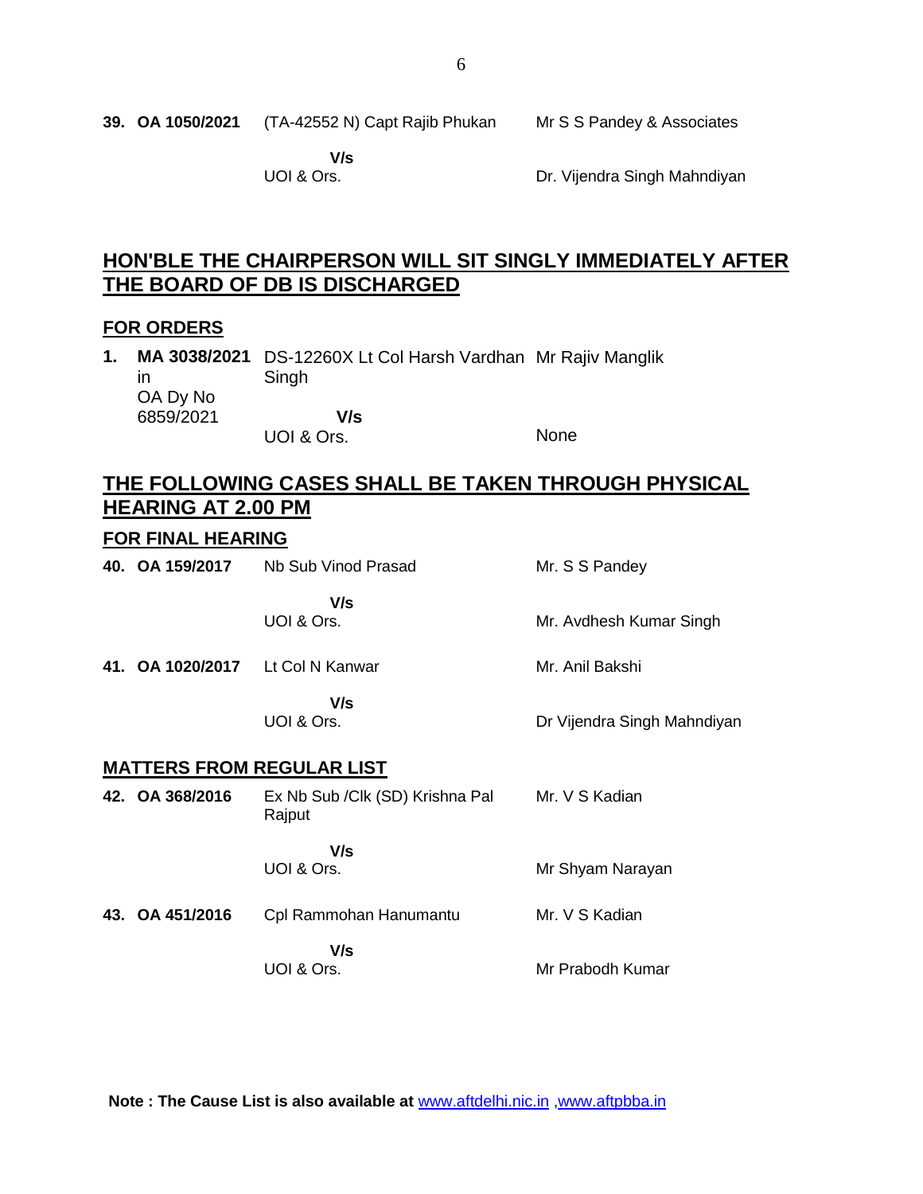| | | | |
|---|---|---|---|
| **39.** | **OA 1050/2021** | (TA-42552 N) Capt Rajib Phukan | Mr S S Pandey & Associates |
| | | **V/s** | |
| | | UOI & Ors. | Dr. Vijendra Singh Mahndiyan |

## HON'BLE THE CHAIRPERSON WILL SIT SINGLY IMMEDIATELY AFTER THE BOARD OF DB IS DISCHARGED

### FOR ORDERS

| | | | |
|---|---|---|---|
| **1.** | **MA 3038/2021** in OA Dy No 6859/2021 | DS-12260X Lt Col Harsh Vardhan Singh | Mr Rajiv Manglik |
| | | **V/s** | |
| | | UOI & Ors. | None |

## THE FOLLOWING CASES SHALL BE TAKEN THROUGH PHYSICAL HEARING AT 2.00 PM

### FOR FINAL HEARING

| | | | |
|---|---|---|---|
| **40.** | **OA 159/2017** | Nb Sub Vinod Prasad | Mr. S S Pandey |
| | | **V/s** | |
| | | UOI & Ors. | Mr. Avdhesh Kumar Singh |
| **41.** | **OA 1020/2017** | Lt Col N Kanwar | Mr. Anil Bakshi |
| | | **V/s** | |
| | | UOI & Ors. | Dr Vijendra Singh Mahndiyan |

### MATTERS FROM REGULAR LIST

| | | | |
|---|---|---|---|
| **42.** | **OA 368/2016** | Ex Nb Sub /Clk (SD) Krishna Pal Rajput | Mr. V S Kadian |
| | | **V/s** | |
| | | UOI & Ors. | Mr Shyam Narayan |
| **43.** | **OA 451/2016** | Cpl Rammohan Hanumantu | Mr. V S Kadian |
| | | **V/s** | |
| | | UOI & Ors. | Mr Prabodh Kumar |

**Note : The Cause List is also available at** www.aftdelhi.nic.in ,www.aftpbba.in